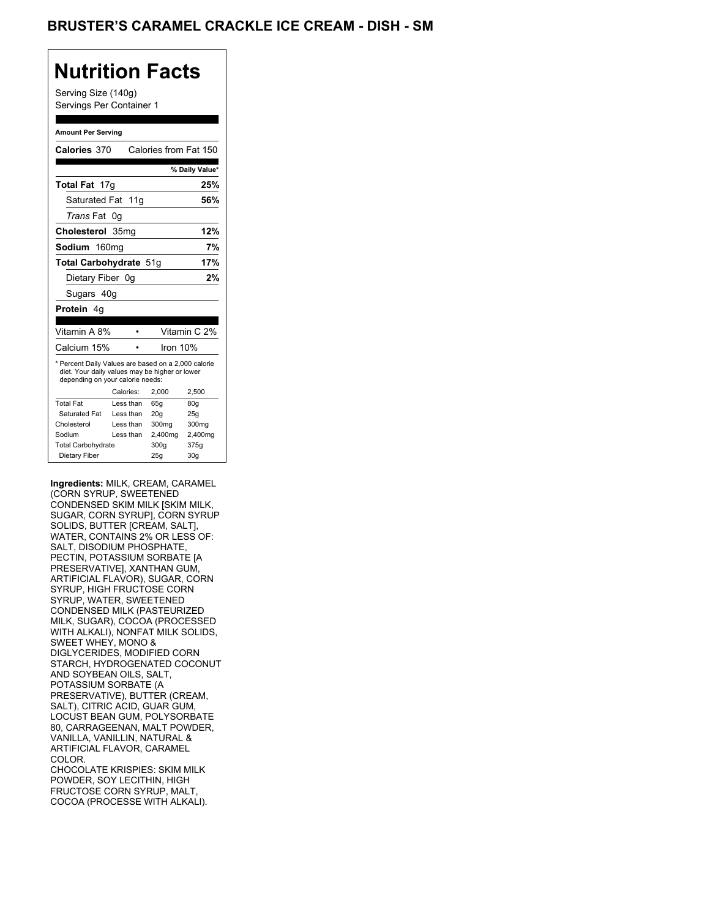# BRUSTER'S CARAMEL CRACKLE ICE CREAM - DISH - SM

## Nutrition Facts

Serving Size (140g)
Servings Per Container 1

**Amount Per Serving**

**Calories** 370 Calories from Fat 150

| | % Daily Value* |
|---|---|
| **Total Fat** 17g | **25%** |
| Saturated Fat 11g | **56%** |
| *Trans* Fat 0g | |
| **Cholesterol** 35mg | **12%** |
| **Sodium** 160mg | **7%** |
| **Total Carbohydrate** 51g | **17%** |
| Dietary Fiber 0g | **2%** |
| Sugars 40g | |
| **Protein** 4g | |

| | | |
|---|---|---|
| Vitamin A 8% | • | Vitamin C 2% |
| Calcium 15% | • | Iron 10% |

\* Percent Daily Values are based on a 2,000 calorie diet. Your daily values may be higher or lower depending on your calorie needs:

| | Calories: | 2,000 | 2,500 |
|---|---|---|---|
| Total Fat | Less than | 65g | 80g |
| Saturated Fat | Less than | 20g | 25g |
| Cholesterol | Less than | 300mg | 300mg |
| Sodium | Less than | 2,400mg | 2,400mg |
| Total Carbohydrate | | 300g | 375g |
| Dietary Fiber | | 25g | 30g |

**Ingredients:** MILK, CREAM, CARAMEL (CORN SYRUP, SWEETENED CONDENSED SKIM MILK [SKIM MILK, SUGAR, CORN SYRUP], CORN SYRUP SOLIDS, BUTTER [CREAM, SALT], WATER, CONTAINS 2% OR LESS OF: SALT, DISODIUM PHOSPHATE, PECTIN, POTASSIUM SORBATE [A PRESERVATIVE], XANTHAN GUM, ARTIFICIAL FLAVOR), SUGAR, CORN SYRUP, HIGH FRUCTOSE CORN SYRUP, WATER, SWEETENED CONDENSED MILK (PASTEURIZED MILK, SUGAR), COCOA (PROCESSED WITH ALKALI), NONFAT MILK SOLIDS, SWEET WHEY, MONO & DIGLYCERIDES, MODIFIED CORN STARCH, HYDROGENATED COCONUT AND SOYBEAN OILS, SALT, POTASSIUM SORBATE (A PRESERVATIVE), BUTTER (CREAM, SALT), CITRIC ACID, GUAR GUM, LOCUST BEAN GUM, POLYSORBATE 80, CARRAGEENAN, MALT POWDER, VANILLA, VANILLIN, NATURAL & ARTIFICIAL FLAVOR, CARAMEL COLOR.
CHOCOLATE KRISPIES: SKIM MILK POWDER, SOY LECITHIN, HIGH FRUCTOSE CORN SYRUP, MALT, COCOA (PROCESSE WITH ALKALI).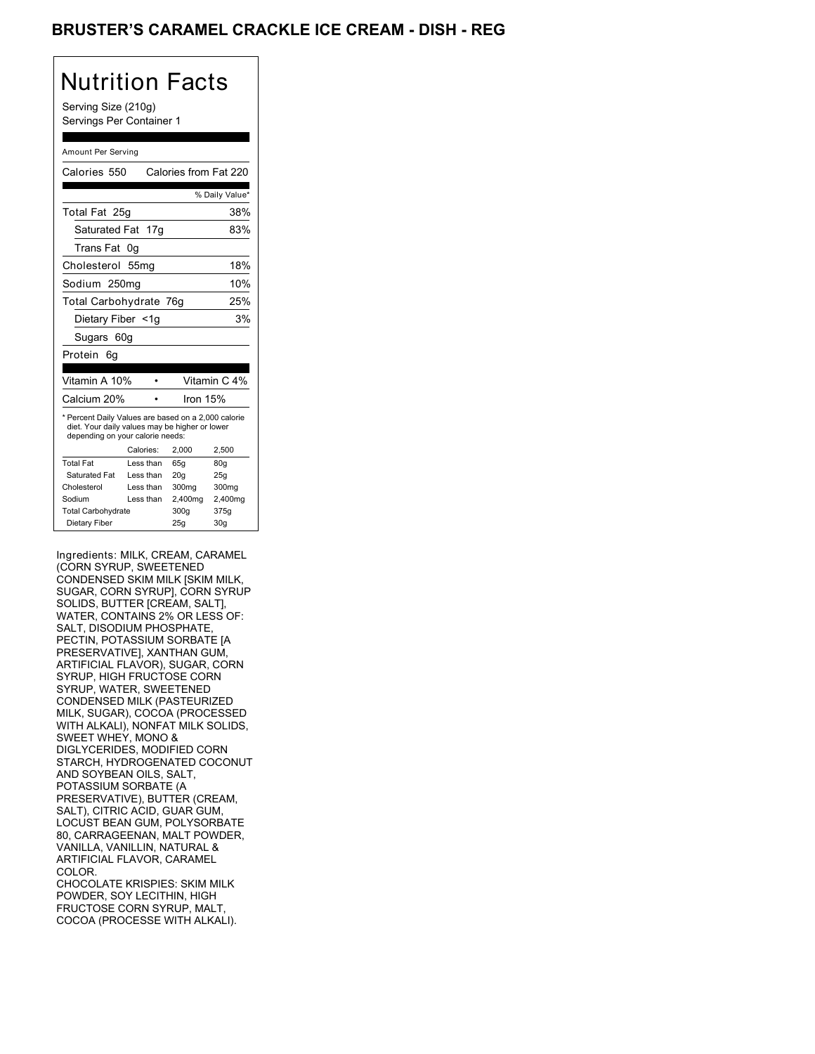# BRUSTER'S CARAMEL CRACKLE ICE CREAM - DISH - REG

## Nutrition Facts

Serving Size (210g)
Servings Per Container 1

Amount Per Serving

Calories 550 Calories from Fat 220

| | % Daily Value* |
|---|---|
| Total Fat 25g | 38% |
| Saturated Fat 17g | 83% |
| Trans Fat 0g | |
| Cholesterol 55mg | 18% |
| Sodium 250mg | 10% |
| Total Carbohydrate 76g | 25% |
| Dietary Fiber <1g | 3% |
| Sugars 60g | |
| Protein 6g | |

| | |
|---|---|
| Vitamin A 10% | Vitamin C 4% |
| Calcium 20% | Iron 15% |

* Percent Daily Values are based on a 2,000 calorie diet. Your daily values may be higher or lower depending on your calorie needs:

| | Calories: | 2,000 | 2,500 |
|---|---|---|---|
| Total Fat | Less than | 65g | 80g |
| Saturated Fat | Less than | 20g | 25g |
| Cholesterol | Less than | 300mg | 300mg |
| Sodium | Less than | 2,400mg | 2,400mg |
| Total Carbohydrate | | 300g | 375g |
| Dietary Fiber | | 25g | 30g |

Ingredients: MILK, CREAM, CARAMEL (CORN SYRUP, SWEETENED CONDENSED SKIM MILK [SKIM MILK, SUGAR, CORN SYRUP], CORN SYRUP SOLIDS, BUTTER [CREAM, SALT], WATER, CONTAINS 2% OR LESS OF: SALT, DISODIUM PHOSPHATE, PECTIN, POTASSIUM SORBATE [A PRESERVATIVE], XANTHAN GUM, ARTIFICIAL FLAVOR), SUGAR, CORN SYRUP, HIGH FRUCTOSE CORN SYRUP, WATER, SWEETENED CONDENSED MILK (PASTEURIZED MILK, SUGAR), COCOA (PROCESSED WITH ALKALI), NONFAT MILK SOLIDS, SWEET WHEY, MONO & DIGLYCERIDES, MODIFIED CORN STARCH, HYDROGENATED COCONUT AND SOYBEAN OILS, SALT, POTASSIUM SORBATE (A PRESERVATIVE), BUTTER (CREAM, SALT), CITRIC ACID, GUAR GUM, LOCUST BEAN GUM, POLYSORBATE 80, CARRAGEENAN, MALT POWDER, VANILLA, VANILLIN, NATURAL & ARTIFICIAL FLAVOR, CARAMEL COLOR.
CHOCOLATE KRISPIES: SKIM MILK POWDER, SOY LECITHIN, HIGH FRUCTOSE CORN SYRUP, MALT, COCOA (PROCESSE WITH ALKALI).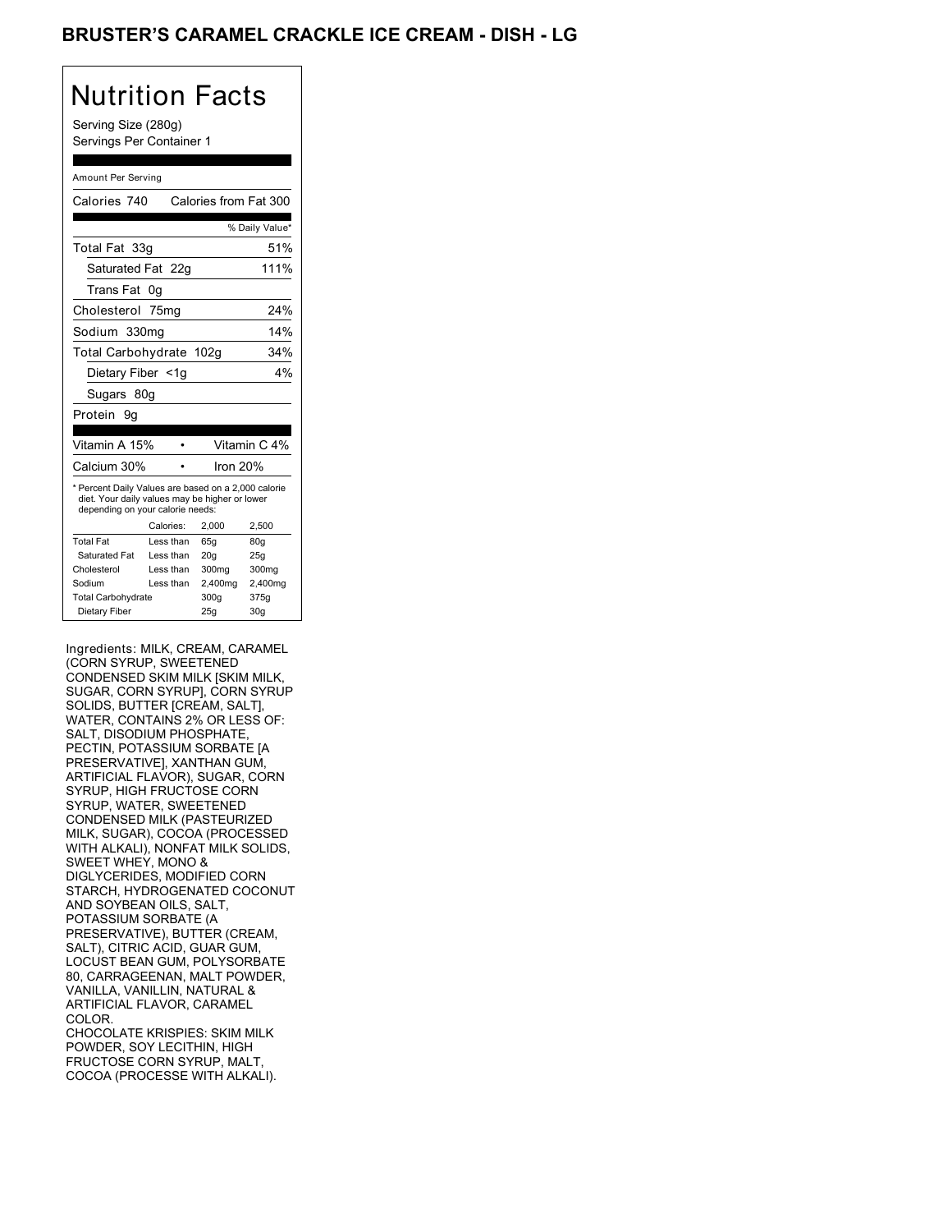# BRUSTER'S CARAMEL CRACKLE ICE CREAM - DISH - LG

## Nutrition Facts

Serving Size (280g)
Servings Per Container 1

Amount Per Serving

| | |
|---|---|
| Calories 740 | Calories from Fat 300 |
| | % Daily Value* |
| Total Fat 33g | 51% |
| Saturated Fat 22g | 111% |
| Trans Fat 0g | |
| Cholesterol 75mg | 24% |
| Sodium 330mg | 14% |
| Total Carbohydrate 102g | 34% |
| Dietary Fiber <1g | 4% |
| Sugars 80g | |
| Protein 9g | |

| | | | |
|---|---|---|---|
| Vitamin A 15% | • | Vitamin C 4% | |
| Calcium 30% | • | Iron 20% | |

* Percent Daily Values are based on a 2,000 calorie diet. Your daily values may be higher or lower depending on your calorie needs:

| | Calories: | 2,000 | 2,500 |
|---|---|---|---|
| Total Fat | Less than | 65g | 80g |
| Saturated Fat | Less than | 20g | 25g |
| Cholesterol | Less than | 300mg | 300mg |
| Sodium | Less than | 2,400mg | 2,400mg |
| Total Carbohydrate | | 300g | 375g |
| Dietary Fiber | | 25g | 30g |

Ingredients: MILK, CREAM, CARAMEL (CORN SYRUP, SWEETENED CONDENSED SKIM MILK [SKIM MILK, SUGAR, CORN SYRUP], CORN SYRUP SOLIDS, BUTTER [CREAM, SALT], WATER, CONTAINS 2% OR LESS OF: SALT, DISODIUM PHOSPHATE, PECTIN, POTASSIUM SORBATE [A PRESERVATIVE], XANTHAN GUM, ARTIFICIAL FLAVOR), SUGAR, CORN SYRUP, HIGH FRUCTOSE CORN SYRUP, WATER, SWEETENED CONDENSED MILK (PASTEURIZED MILK, SUGAR), COCOA (PROCESSED WITH ALKALI), NONFAT MILK SOLIDS, SWEET WHEY, MONO & DIGLYCERIDES, MODIFIED CORN STARCH, HYDROGENATED COCONUT AND SOYBEAN OILS, SALT, POTASSIUM SORBATE (A PRESERVATIVE), BUTTER (CREAM, SALT), CITRIC ACID, GUAR GUM, LOCUST BEAN GUM, POLYSORBATE 80, CARRAGEENAN, MALT POWDER, VANILLA, VANILLIN, NATURAL & ARTIFICIAL FLAVOR, CARAMEL COLOR.
CHOCOLATE KRISPIES: SKIM MILK POWDER, SOY LECITHIN, HIGH FRUCTOSE CORN SYRUP, MALT, COCOA (PROCESSE WITH ALKALI).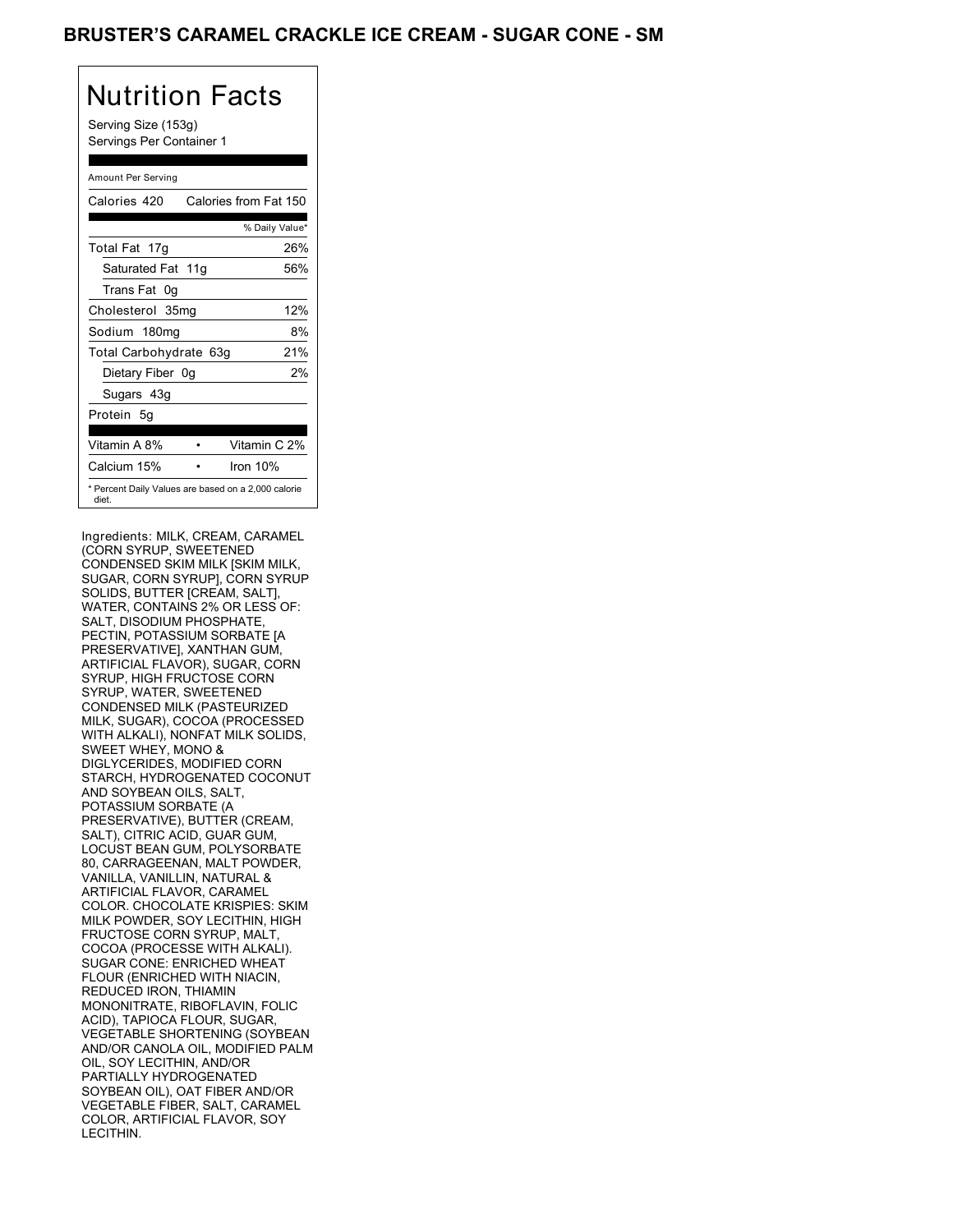# BRUSTER'S CARAMEL CRACKLE ICE CREAM - SUGAR CONE - SM

## Nutrition Facts

Serving Size (153g)
Servings Per Container 1

Amount Per Serving

| Calories 420 | Calories from Fat 150 |
|---|---|
| | % Daily Value* |
| Total Fat 17g | 26% |
| Saturated Fat 11g | 56% |
| Trans Fat 0g | |
| Cholesterol 35mg | 12% |
| Sodium 180mg | 8% |
| Total Carbohydrate 63g | 21% |
| Dietary Fiber 0g | 2% |
| Sugars 43g | |
| Protein 5g | |

| | |
|---|---|
| Vitamin A 8% | Vitamin C 2% |
| Calcium 15% | Iron 10% |

* Percent Daily Values are based on a 2,000 calorie diet.

Ingredients: MILK, CREAM, CARAMEL (CORN SYRUP, SWEETENED CONDENSED SKIM MILK [SKIM MILK, SUGAR, CORN SYRUP], CORN SYRUP SOLIDS, BUTTER [CREAM, SALT], WATER, CONTAINS 2% OR LESS OF: SALT, DISODIUM PHOSPHATE, PECTIN, POTASSIUM SORBATE [A PRESERVATIVE], XANTHAN GUM, ARTIFICIAL FLAVOR), SUGAR, CORN SYRUP, HIGH FRUCTOSE CORN SYRUP, WATER, SWEETENED CONDENSED MILK (PASTEURIZED MILK, SUGAR), COCOA (PROCESSED WITH ALKALI), NONFAT MILK SOLIDS, SWEET WHEY, MONO & DIGLYCERIDES, MODIFIED CORN STARCH, HYDROGENATED COCONUT AND SOYBEAN OILS, SALT, POTASSIUM SORBATE (A PRESERVATIVE), BUTTER (CREAM, SALT), CITRIC ACID, GUAR GUM, LOCUST BEAN GUM, POLYSORBATE 80, CARRAGEENAN, MALT POWDER, VANILLA, VANILLIN, NATURAL & ARTIFICIAL FLAVOR, CARAMEL COLOR. CHOCOLATE KRISPIES: SKIM MILK POWDER, SOY LECITHIN, HIGH FRUCTOSE CORN SYRUP, MALT, COCOA (PROCESSE WITH ALKALI). SUGAR CONE: ENRICHED WHEAT FLOUR (ENRICHED WITH NIACIN, REDUCED IRON, THIAMIN MONONITRATE, RIBOFLAVIN, FOLIC ACID), TAPIOCA FLOUR, SUGAR, VEGETABLE SHORTENING (SOYBEAN AND/OR CANOLA OIL, MODIFIED PALM OIL, SOY LECITHIN, AND/OR PARTIALLY HYDROGENATED SOYBEAN OIL), OAT FIBER AND/OR VEGETABLE FIBER, SALT, CARAMEL COLOR, ARTIFICIAL FLAVOR, SOY LECITHIN.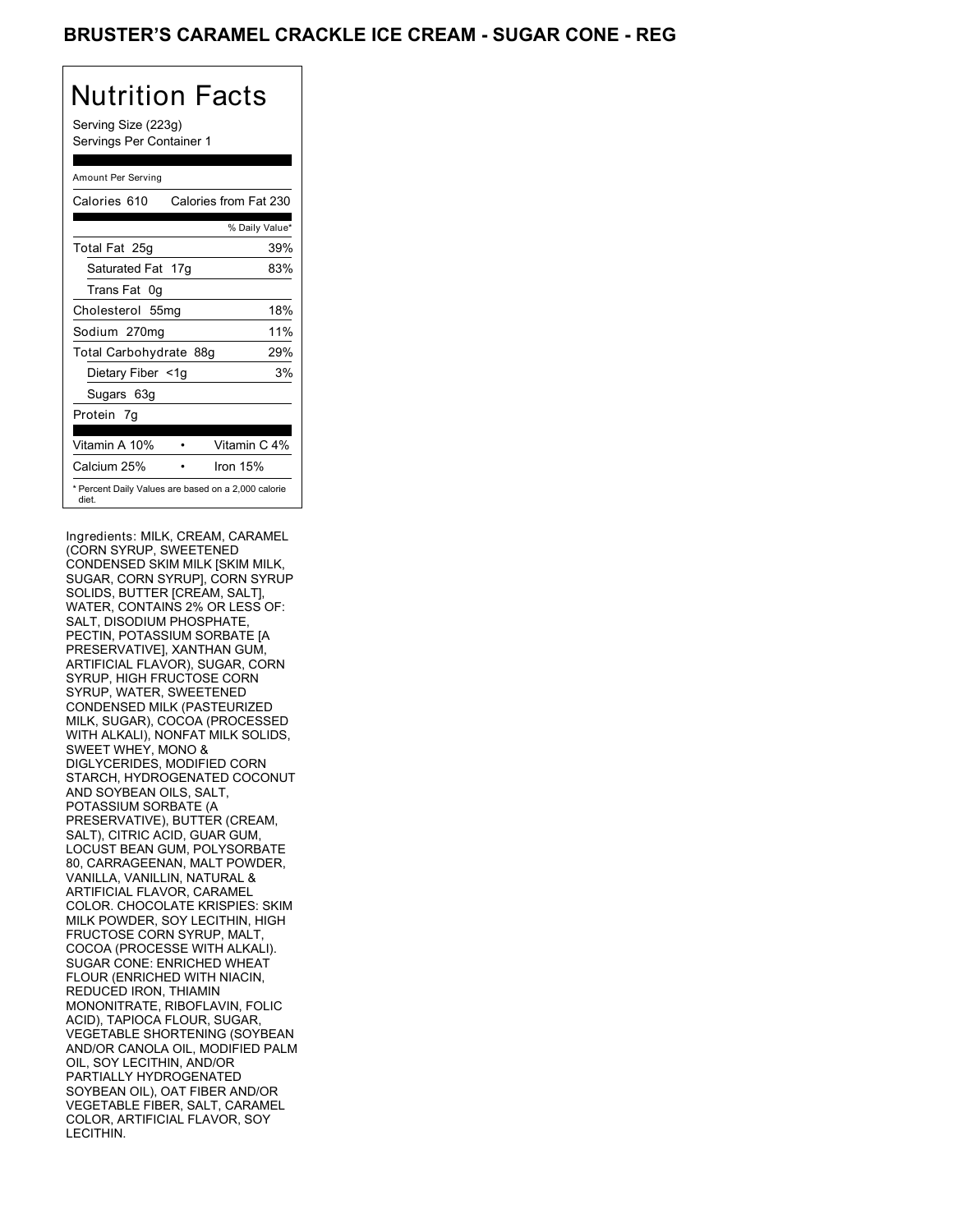# BRUSTER'S CARAMEL CRACKLE ICE CREAM - SUGAR CONE - REG

## Nutrition Facts

Serving Size (223g)
Servings Per Container 1

Amount Per Serving

| Calories 610 | Calories from Fat 230 |
|---|---|
| | % Daily Value* |
| Total Fat 25g | 39% |
| Saturated Fat 17g | 83% |
| Trans Fat 0g | |
| Cholesterol 55mg | 18% |
| Sodium 270mg | 11% |
| Total Carbohydrate 88g | 29% |
| Dietary Fiber <1g | 3% |
| Sugars 63g | |
| Protein 7g | |

| Vitamin A 10% | • | Vitamin C 4% |
|---|---|---|
| Calcium 25% | • | Iron 15% |

* Percent Daily Values are based on a 2,000 calorie diet.

Ingredients: MILK, CREAM, CARAMEL (CORN SYRUP, SWEETENED CONDENSED SKIM MILK [SKIM MILK, SUGAR, CORN SYRUP], CORN SYRUP SOLIDS, BUTTER [CREAM, SALT], WATER, CONTAINS 2% OR LESS OF: SALT, DISODIUM PHOSPHATE, PECTIN, POTASSIUM SORBATE [A PRESERVATIVE], XANTHAN GUM, ARTIFICIAL FLAVOR), SUGAR, CORN SYRUP, HIGH FRUCTOSE CORN SYRUP, WATER, SWEETENED CONDENSED MILK (PASTEURIZED MILK, SUGAR), COCOA (PROCESSED WITH ALKALI), NONFAT MILK SOLIDS, SWEET WHEY, MONO & DIGLYCERIDES, MODIFIED CORN STARCH, HYDROGENATED COCONUT AND SOYBEAN OILS, SALT, POTASSIUM SORBATE (A PRESERVATIVE), BUTTER (CREAM, SALT), CITRIC ACID, GUAR GUM, LOCUST BEAN GUM, POLYSORBATE 80, CARRAGEENAN, MALT POWDER, VANILLA, VANILLIN, NATURAL & ARTIFICIAL FLAVOR, CARAMEL COLOR. CHOCOLATE KRISPIES: SKIM MILK POWDER, SOY LECITHIN, HIGH FRUCTOSE CORN SYRUP, MALT, COCOA (PROCESSE WITH ALKALI). SUGAR CONE: ENRICHED WHEAT FLOUR (ENRICHED WITH NIACIN, REDUCED IRON, THIAMIN MONONITRATE, RIBOFLAVIN, FOLIC ACID), TAPIOCA FLOUR, SUGAR, VEGETABLE SHORTENING (SOYBEAN AND/OR CANOLA OIL, MODIFIED PALM OIL, SOY LECITHIN, AND/OR PARTIALLY HYDROGENATED SOYBEAN OIL), OAT FIBER AND/OR VEGETABLE FIBER, SALT, CARAMEL COLOR, ARTIFICIAL FLAVOR, SOY LECITHIN.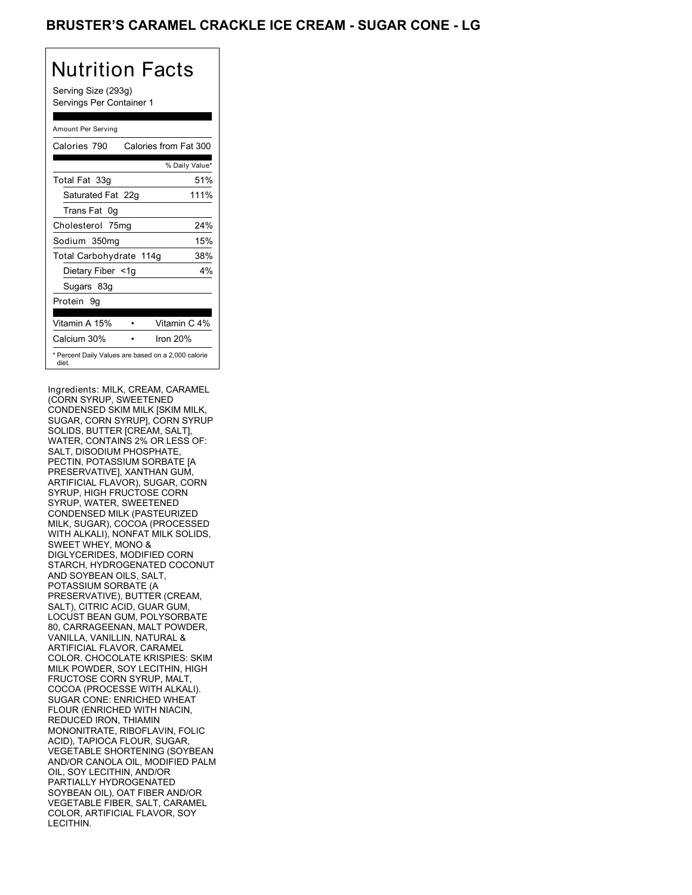# BRUSTER'S CARAMEL CRACKLE ICE CREAM - SUGAR CONE - LG

## Nutrition Facts

Serving Size (293g)
Servings Per Container 1

Amount Per Serving

| Calories 790 | Calories from Fat 300 |
|---|---|
| | % Daily Value* |
| Total Fat 33g | 51% |
| Saturated Fat 22g | 111% |
| Trans Fat 0g | |
| Cholesterol 75mg | 24% |
| Sodium 350mg | 15% |
| Total Carbohydrate 114g | 38% |
| Dietary Fiber <1g | 4% |
| Sugars 83g | |
| Protein 9g | |

| Vitamin A 15% | • | Vitamin C 4% |
|---|---|---|
| Calcium 30% | • | Iron 20% |

* Percent Daily Values are based on a 2,000 calorie diet.

Ingredients: MILK, CREAM, CARAMEL (CORN SYRUP, SWEETENED CONDENSED SKIM MILK [SKIM MILK, SUGAR, CORN SYRUP], CORN SYRUP SOLIDS, BUTTER [CREAM, SALT], WATER, CONTAINS 2% OR LESS OF: SALT, DISODIUM PHOSPHATE, PECTIN, POTASSIUM SORBATE [A PRESERVATIVE], XANTHAN GUM, ARTIFICIAL FLAVOR), SUGAR, CORN SYRUP, HIGH FRUCTOSE CORN SYRUP, WATER, SWEETENED CONDENSED MILK (PASTEURIZED MILK, SUGAR), COCOA (PROCESSED WITH ALKALI), NONFAT MILK SOLIDS, SWEET WHEY, MONO & DIGLYCERIDES, MODIFIED CORN STARCH, HYDROGENATED COCONUT AND SOYBEAN OILS, SALT, POTASSIUM SORBATE (A PRESERVATIVE), BUTTER (CREAM, SALT), CITRIC ACID, GUAR GUM, LOCUST BEAN GUM, POLYSORBATE 80, CARRAGEENAN, MALT POWDER, VANILLA, VANILLIN, NATURAL & ARTIFICIAL FLAVOR, CARAMEL COLOR. CHOCOLATE KRISPIES: SKIM MILK POWDER, SOY LECITHIN, HIGH FRUCTOSE CORN SYRUP, MALT, COCOA (PROCESSE WITH ALKALI). SUGAR CONE: ENRICHED WHEAT FLOUR (ENRICHED WITH NIACIN, REDUCED IRON, THIAMIN MONONITRATE, RIBOFLAVIN, FOLIC ACID), TAPIOCA FLOUR, SUGAR, VEGETABLE SHORTENING (SOYBEAN AND/OR CANOLA OIL, MODIFIED PALM OIL, SOY LECITHIN, AND/OR PARTIALLY HYDROGENATED SOYBEAN OIL), OAT FIBER AND/OR VEGETABLE FIBER, SALT, CARAMEL COLOR, ARTIFICIAL FLAVOR, SOY LECITHIN.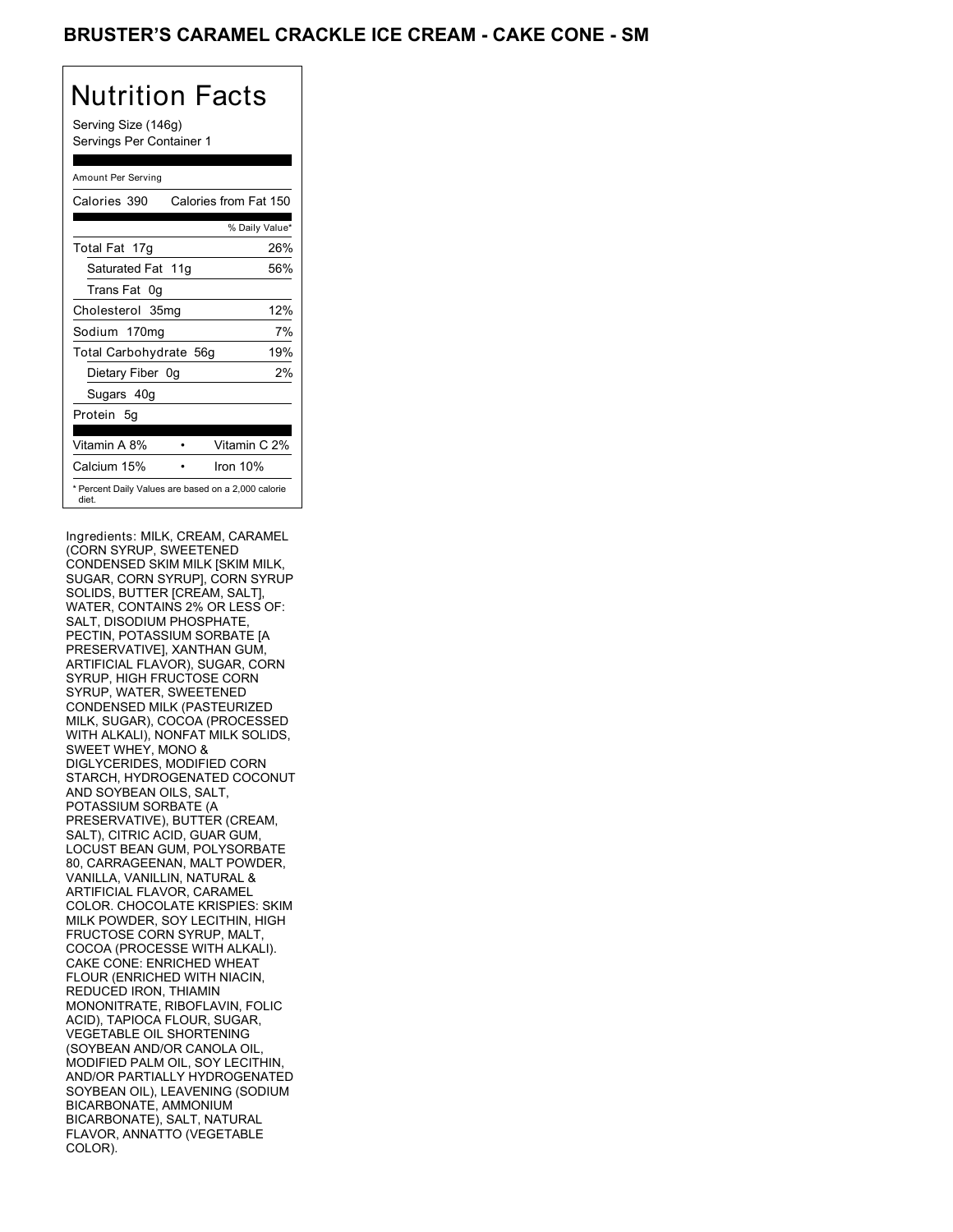## BRUSTER'S CARAMEL CRACKLE ICE CREAM - CAKE CONE - SM

# Nutrition Facts

Serving Size (146g)
Servings Per Container 1

Amount Per Serving

| Calories 390 | Calories from Fat 150 |
| --- | --- |
| | % Daily Value* |
| Total Fat 17g | 26% |
| Saturated Fat 11g | 56% |
| Trans Fat 0g | |
| Cholesterol 35mg | 12% |
| Sodium 170mg | 7% |
| Total Carbohydrate 56g | 19% |
| Dietary Fiber 0g | 2% |
| Sugars 40g | |
| Protein 5g | |

| Vitamin A 8% | • | Vitamin C 2% |
| --- | --- | --- |
| Calcium 15% | • | Iron 10% |

* Percent Daily Values are based on a 2,000 calorie diet.

Ingredients: MILK, CREAM, CARAMEL (CORN SYRUP, SWEETENED CONDENSED SKIM MILK [SKIM MILK, SUGAR, CORN SYRUP], CORN SYRUP SOLIDS, BUTTER [CREAM, SALT], WATER, CONTAINS 2% OR LESS OF: SALT, DISODIUM PHOSPHATE, PECTIN, POTASSIUM SORBATE [A PRESERVATIVE], XANTHAN GUM, ARTIFICIAL FLAVOR), SUGAR, CORN SYRUP, HIGH FRUCTOSE CORN SYRUP, WATER, SWEETENED CONDENSED MILK (PASTEURIZED MILK, SUGAR), COCOA (PROCESSED WITH ALKALI), NONFAT MILK SOLIDS, SWEET WHEY, MONO & DIGLYCERIDES, MODIFIED CORN STARCH, HYDROGENATED COCONUT AND SOYBEAN OILS, SALT, POTASSIUM SORBATE (A PRESERVATIVE), BUTTER (CREAM, SALT), CITRIC ACID, GUAR GUM, LOCUST BEAN GUM, POLYSORBATE 80, CARRAGEENAN, MALT POWDER, VANILLA, VANILLIN, NATURAL & ARTIFICIAL FLAVOR, CARAMEL COLOR. CHOCOLATE KRISPIES: SKIM MILK POWDER, SOY LECITHIN, HIGH FRUCTOSE CORN SYRUP, MALT, COCOA (PROCESSE WITH ALKALI). CAKE CONE: ENRICHED WHEAT FLOUR (ENRICHED WITH NIACIN, REDUCED IRON, THIAMIN MONONITRATE, RIBOFLAVIN, FOLIC ACID), TAPIOCA FLOUR, SUGAR, VEGETABLE OIL SHORTENING (SOYBEAN AND/OR CANOLA OIL, MODIFIED PALM OIL, SOY LECITHIN, AND/OR PARTIALLY HYDROGENATED SOYBEAN OIL), LEAVENING (SODIUM BICARBONATE, AMMONIUM BICARBONATE), SALT, NATURAL FLAVOR, ANNATTO (VEGETABLE COLOR).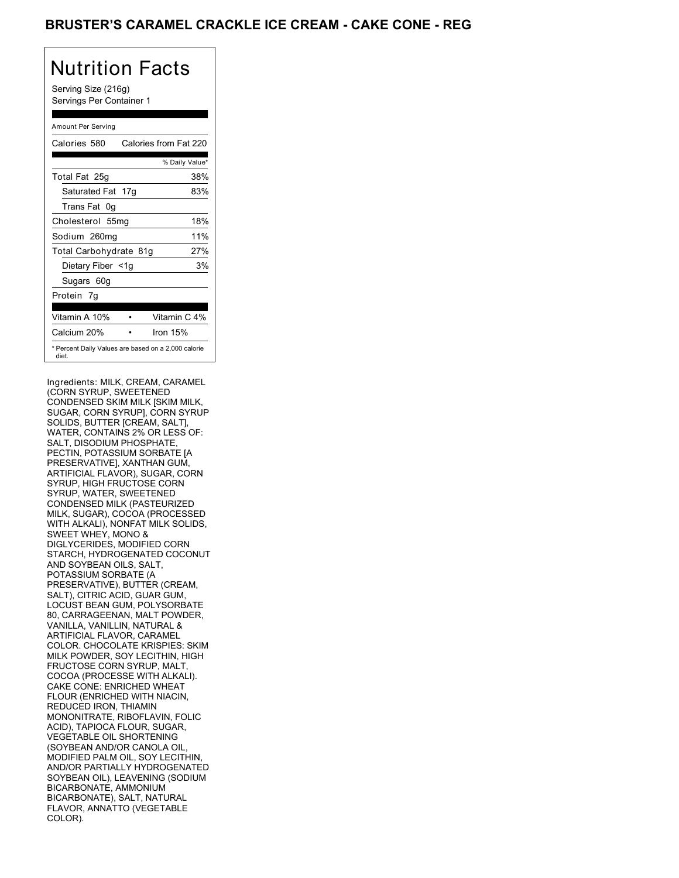# BRUSTER'S CARAMEL CRACKLE ICE CREAM - CAKE CONE - REG

## Nutrition Facts

Serving Size (216g)
Servings Per Container 1

Amount Per Serving

| Calories 580 | Calories from Fat 220 |
|---|---|
| | % Daily Value* |
| Total Fat 25g | 38% |
| Saturated Fat 17g | 83% |
| Trans Fat 0g | |
| Cholesterol 55mg | 18% |
| Sodium 260mg | 11% |
| Total Carbohydrate 81g | 27% |
| Dietary Fiber <1g | 3% |
| Sugars 60g | |
| Protein 7g | |

| Vitamin A 10% | • | Vitamin C 4% |
|---|---|---|
| Calcium 20% | • | Iron 15% |

* Percent Daily Values are based on a 2,000 calorie diet.

Ingredients: MILK, CREAM, CARAMEL (CORN SYRUP, SWEETENED CONDENSED SKIM MILK [SKIM MILK, SUGAR, CORN SYRUP], CORN SYRUP SOLIDS, BUTTER [CREAM, SALT], WATER, CONTAINS 2% OR LESS OF: SALT, DISODIUM PHOSPHATE, PECTIN, POTASSIUM SORBATE [A PRESERVATIVE], XANTHAN GUM, ARTIFICIAL FLAVOR), SUGAR, CORN SYRUP, HIGH FRUCTOSE CORN SYRUP, WATER, SWEETENED CONDENSED MILK (PASTEURIZED MILK, SUGAR), COCOA (PROCESSED WITH ALKALI), NONFAT MILK SOLIDS, SWEET WHEY, MONO & DIGLYCERIDES, MODIFIED CORN STARCH, HYDROGENATED COCONUT AND SOYBEAN OILS, SALT, POTASSIUM SORBATE (A PRESERVATIVE), BUTTER (CREAM, SALT), CITRIC ACID, GUAR GUM, LOCUST BEAN GUM, POLYSORBATE 80, CARRAGEENAN, MALT POWDER, VANILLA, VANILLIN, NATURAL & ARTIFICIAL FLAVOR, CARAMEL COLOR. CHOCOLATE KRISPIES: SKIM MILK POWDER, SOY LECITHIN, HIGH FRUCTOSE CORN SYRUP, MALT, COCOA (PROCESSE WITH ALKALI). CAKE CONE: ENRICHED WHEAT FLOUR (ENRICHED WITH NIACIN, REDUCED IRON, THIAMIN MONONITRATE, RIBOFLAVIN, FOLIC ACID), TAPIOCA FLOUR, SUGAR, VEGETABLE OIL SHORTENING (SOYBEAN AND/OR CANOLA OIL, MODIFIED PALM OIL, SOY LECITHIN, AND/OR PARTIALLY HYDROGENATED SOYBEAN OIL), LEAVENING (SODIUM BICARBONATE, AMMONIUM BICARBONATE), SALT, NATURAL FLAVOR, ANNATTO (VEGETABLE COLOR).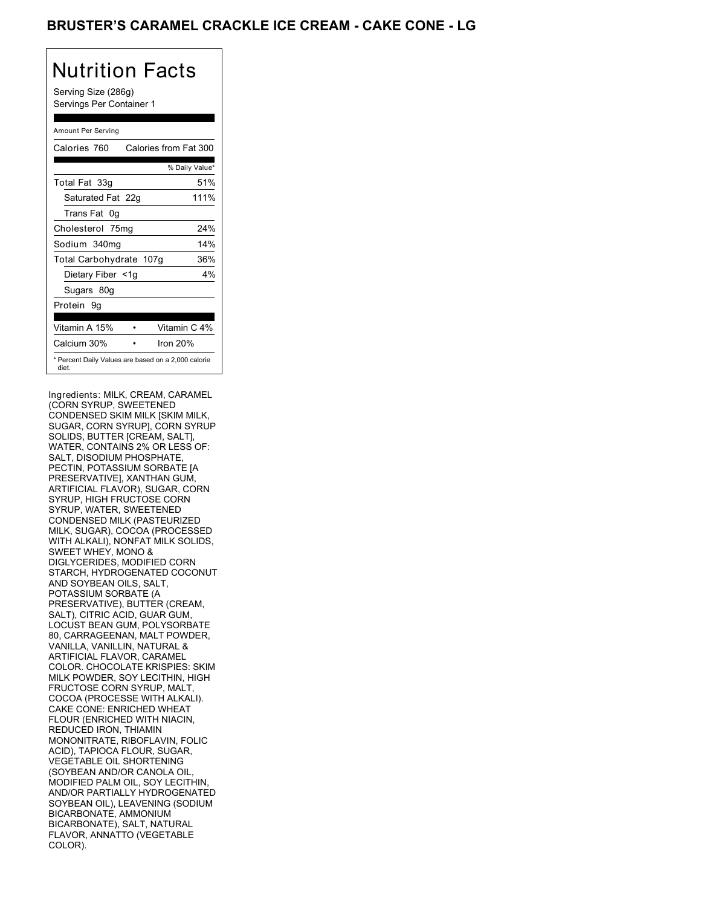## BRUSTER'S CARAMEL CRACKLE ICE CREAM - CAKE CONE - LG

# Nutrition Facts

Serving Size (286g)
Servings Per Container 1

Amount Per Serving

| Calories 760 | Calories from Fat 300 |
|---|---|
| | % Daily Value* |
| Total Fat 33g | 51% |
| Saturated Fat 22g | 111% |
| Trans Fat 0g | |
| Cholesterol 75mg | 24% |
| Sodium 340mg | 14% |
| Total Carbohydrate 107g | 36% |
| Dietary Fiber <1g | 4% |
| Sugars 80g | |
| Protein 9g | |
| Vitamin A 15% | Vitamin C 4% |
| Calcium 30% | Iron 20% |

\* Percent Daily Values are based on a 2,000 calorie diet.

Ingredients: MILK, CREAM, CARAMEL (CORN SYRUP, SWEETENED CONDENSED SKIM MILK [SKIM MILK, SUGAR, CORN SYRUP], CORN SYRUP SOLIDS, BUTTER [CREAM, SALT], WATER, CONTAINS 2% OR LESS OF: SALT, DISODIUM PHOSPHATE, PECTIN, POTASSIUM SORBATE [A PRESERVATIVE], XANTHAN GUM, ARTIFICIAL FLAVOR), SUGAR, CORN SYRUP, HIGH FRUCTOSE CORN SYRUP, WATER, SWEETENED CONDENSED MILK (PASTEURIZED MILK, SUGAR), COCOA (PROCESSED WITH ALKALI), NONFAT MILK SOLIDS, SWEET WHEY, MONO & DIGLYCERIDES, MODIFIED CORN STARCH, HYDROGENATED COCONUT AND SOYBEAN OILS, SALT, POTASSIUM SORBATE (A PRESERVATIVE), BUTTER (CREAM, SALT), CITRIC ACID, GUAR GUM, LOCUST BEAN GUM, POLYSORBATE 80, CARRAGEENAN, MALT POWDER, VANILLA, VANILLIN, NATURAL & ARTIFICIAL FLAVOR, CARAMEL COLOR. CHOCOLATE KRISPIES: SKIM MILK POWDER, SOY LECITHIN, HIGH FRUCTOSE CORN SYRUP, MALT, COCOA (PROCESSE WITH ALKALI). CAKE CONE: ENRICHED WHEAT FLOUR (ENRICHED WITH NIACIN, REDUCED IRON, THIAMIN MONONITRATE, RIBOFLAVIN, FOLIC ACID), TAPIOCA FLOUR, SUGAR, VEGETABLE OIL SHORTENING (SOYBEAN AND/OR CANOLA OIL, MODIFIED PALM OIL, SOY LECITHIN, AND/OR PARTIALLY HYDROGENATED SOYBEAN OIL), LEAVENING (SODIUM BICARBONATE, AMMONIUM BICARBONATE), SALT, NATURAL FLAVOR, ANNATTO (VEGETABLE COLOR).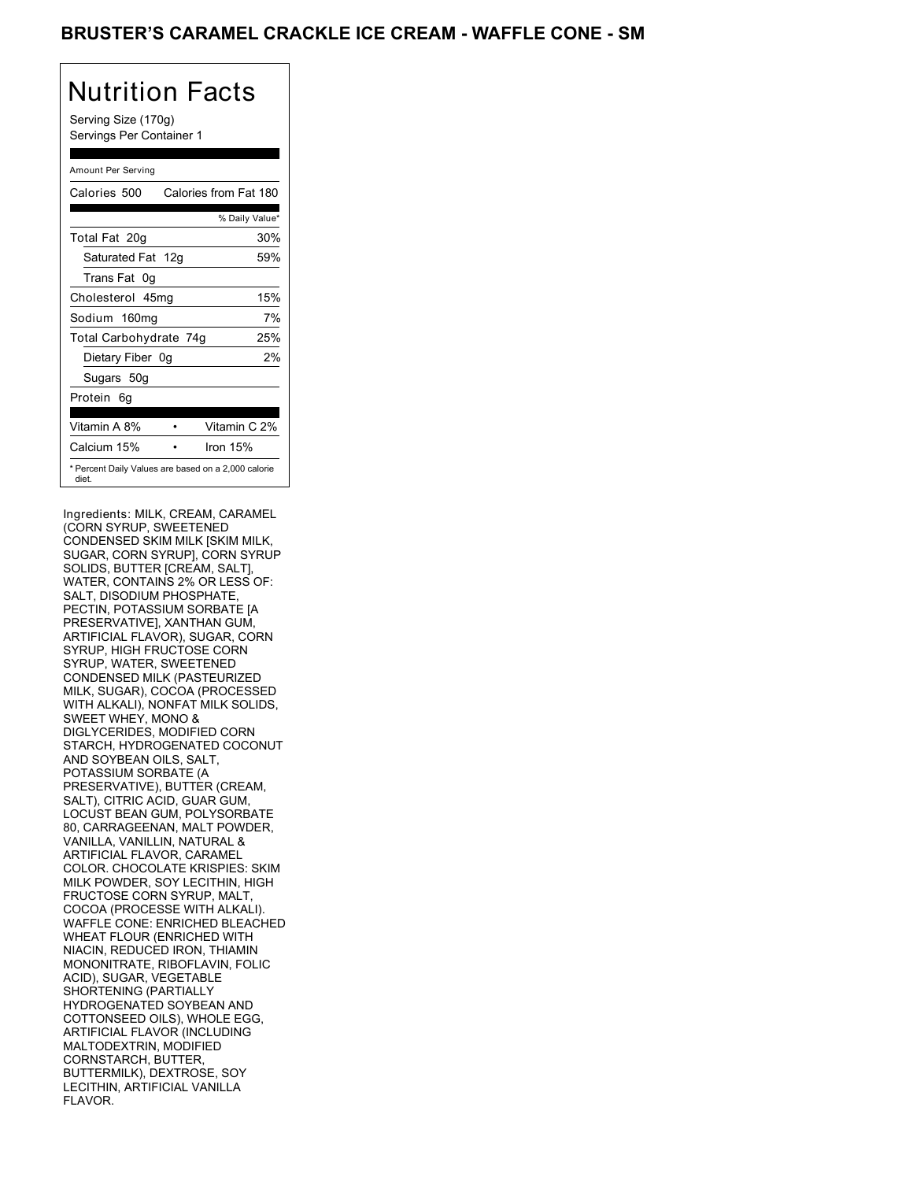# BRUSTER'S CARAMEL CRACKLE ICE CREAM - WAFFLE CONE - SM

## Nutrition Facts

Serving Size (170g)
Servings Per Container 1

Amount Per Serving

| Calories 500 | Calories from Fat 180 |
|---|---|
| | % Daily Value* |
| Total Fat 20g | 30% |
| Saturated Fat 12g | 59% |
| Trans Fat 0g | |
| Cholesterol 45mg | 15% |
| Sodium 160mg | 7% |
| Total Carbohydrate 74g | 25% |
| Dietary Fiber 0g | 2% |
| Sugars 50g | |
| Protein 6g | |

| Vitamin A 8% | • | Vitamin C 2% |
|---|---|---|
| Calcium 15% | • | Iron 15% |

\* Percent Daily Values are based on a 2,000 calorie diet.

Ingredients: MILK, CREAM, CARAMEL (CORN SYRUP, SWEETENED CONDENSED SKIM MILK [SKIM MILK, SUGAR, CORN SYRUP], CORN SYRUP SOLIDS, BUTTER [CREAM, SALT], WATER, CONTAINS 2% OR LESS OF: SALT, DISODIUM PHOSPHATE, PECTIN, POTASSIUM SORBATE [A PRESERVATIVE], XANTHAN GUM, ARTIFICIAL FLAVOR), SUGAR, CORN SYRUP, HIGH FRUCTOSE CORN SYRUP, WATER, SWEETENED CONDENSED MILK (PASTEURIZED MILK, SUGAR), COCOA (PROCESSED WITH ALKALI), NONFAT MILK SOLIDS, SWEET WHEY, MONO & DIGLYCERIDES, MODIFIED CORN STARCH, HYDROGENATED COCONUT AND SOYBEAN OILS, SALT, POTASSIUM SORBATE (A PRESERVATIVE), BUTTER (CREAM, SALT), CITRIC ACID, GUAR GUM, LOCUST BEAN GUM, POLYSORBATE 80, CARRAGEENAN, MALT POWDER, VANILLA, VANILLIN, NATURAL & ARTIFICIAL FLAVOR, CARAMEL COLOR. CHOCOLATE KRISPIES: SKIM MILK POWDER, SOY LECITHIN, HIGH FRUCTOSE CORN SYRUP, MALT, COCOA (PROCESSE WITH ALKALI). WAFFLE CONE: ENRICHED BLEACHED WHEAT FLOUR (ENRICHED WITH NIACIN, REDUCED IRON, THIAMIN MONONITRATE, RIBOFLAVIN, FOLIC ACID), SUGAR, VEGETABLE SHORTENING (PARTIALLY HYDROGENATED SOYBEAN AND COTTONSEED OILS), WHOLE EGG, ARTIFICIAL FLAVOR (INCLUDING MALTODEXTRIN, MODIFIED CORNSTARCH, BUTTER, BUTTERMILK), DEXTROSE, SOY LECITHIN, ARTIFICIAL VANILLA FLAVOR.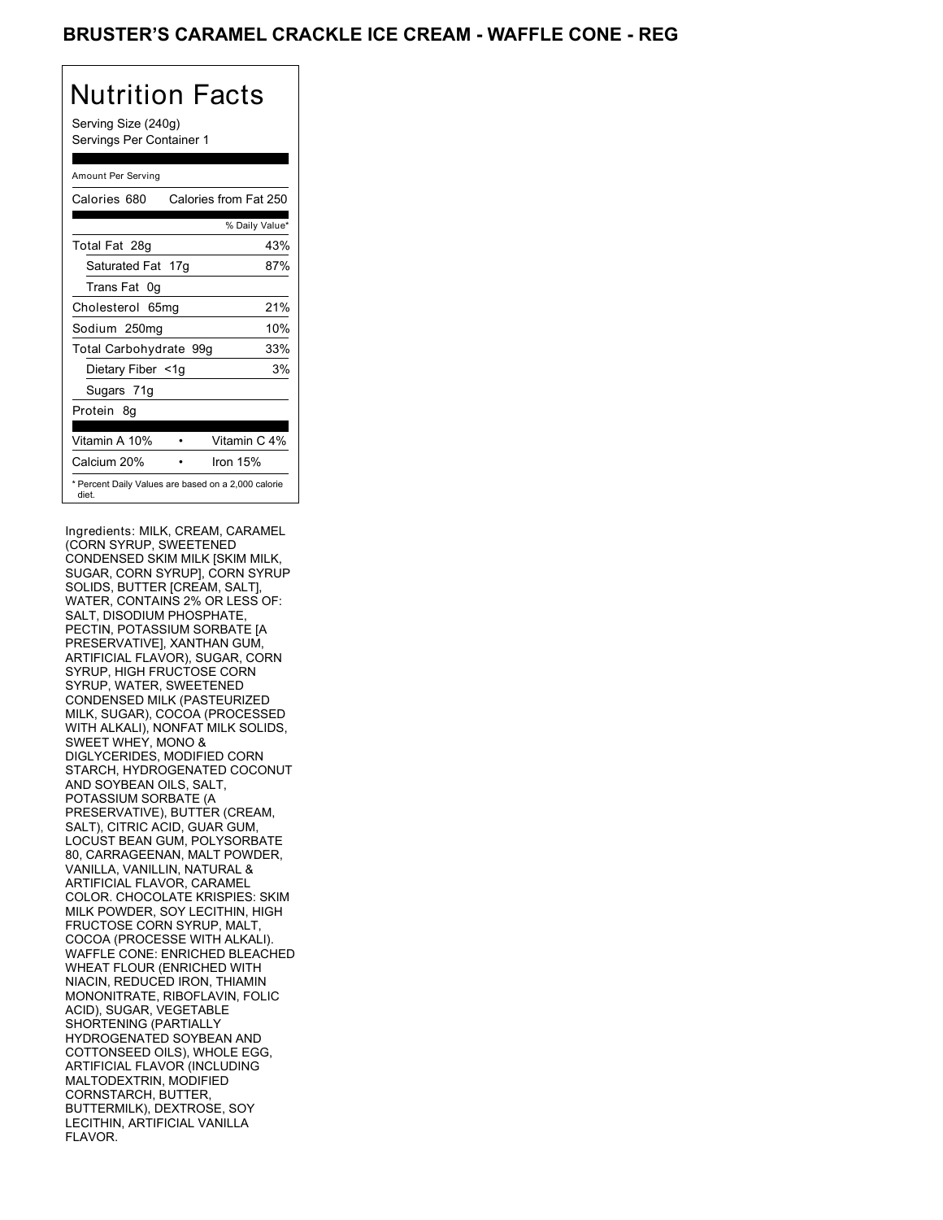# BRUSTER'S CARAMEL CRACKLE ICE CREAM - WAFFLE CONE - REG

## Nutrition Facts

Serving Size (240g)
Servings Per Container 1

Amount Per Serving

| Calories 680 | Calories from Fat 250 |
|---|---|
| | % Daily Value* |
| Total Fat 28g | 43% |
| Saturated Fat 17g | 87% |
| Trans Fat 0g | |
| Cholesterol 65mg | 21% |
| Sodium 250mg | 10% |
| Total Carbohydrate 99g | 33% |
| Dietary Fiber <1g | 3% |
| Sugars 71g | |
| Protein 8g | |

| Vitamin A 10% | • | Vitamin C 4% |
|---|---|---|
| Calcium 20% | • | Iron 15% |

* Percent Daily Values are based on a 2,000 calorie diet.

Ingredients: MILK, CREAM, CARAMEL (CORN SYRUP, SWEETENED CONDENSED SKIM MILK [SKIM MILK, SUGAR, CORN SYRUP], CORN SYRUP SOLIDS, BUTTER [CREAM, SALT], WATER, CONTAINS 2% OR LESS OF: SALT, DISODIUM PHOSPHATE, PECTIN, POTASSIUM SORBATE [A PRESERVATIVE], XANTHAN GUM, ARTIFICIAL FLAVOR), SUGAR, CORN SYRUP, HIGH FRUCTOSE CORN SYRUP, WATER, SWEETENED CONDENSED MILK (PASTEURIZED MILK, SUGAR), COCOA (PROCESSED WITH ALKALI), NONFAT MILK SOLIDS, SWEET WHEY, MONO & DIGLYCERIDES, MODIFIED CORN STARCH, HYDROGENATED COCONUT AND SOYBEAN OILS, SALT, POTASSIUM SORBATE (A PRESERVATIVE), BUTTER (CREAM, SALT), CITRIC ACID, GUAR GUM, LOCUST BEAN GUM, POLYSORBATE 80, CARRAGEENAN, MALT POWDER, VANILLA, VANILLIN, NATURAL & ARTIFICIAL FLAVOR, CARAMEL COLOR. CHOCOLATE KRISPIES: SKIM MILK POWDER, SOY LECITHIN, HIGH FRUCTOSE CORN SYRUP, MALT, COCOA (PROCESSE WITH ALKALI). WAFFLE CONE: ENRICHED BLEACHED WHEAT FLOUR (ENRICHED WITH NIACIN, REDUCED IRON, THIAMIN MONONITRATE, RIBOFLAVIN, FOLIC ACID), SUGAR, VEGETABLE SHORTENING (PARTIALLY HYDROGENATED SOYBEAN AND COTTONSEED OILS), WHOLE EGG, ARTIFICIAL FLAVOR (INCLUDING MALTODEXTRIN, MODIFIED CORNSTARCH, BUTTER, BUTTERMILK), DEXTROSE, SOY LECITHIN, ARTIFICIAL VANILLA FLAVOR.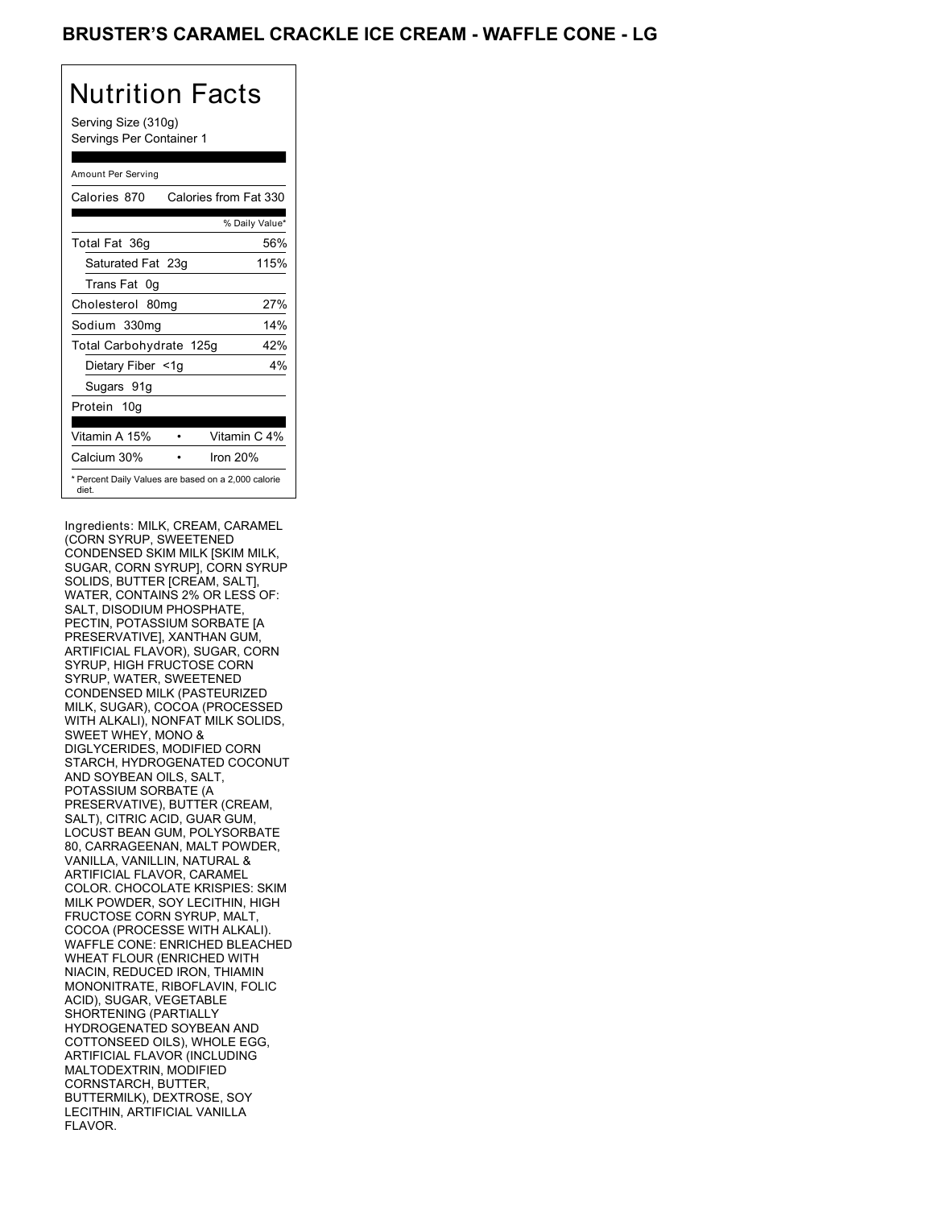# BRUSTER'S CARAMEL CRACKLE ICE CREAM - WAFFLE CONE - LG

## Nutrition Facts

Serving Size (310g)
Servings Per Container 1

Amount Per Serving

| | |
|---|---|
| Calories 870 | Calories from Fat 330 |
| | % Daily Value* |
| Total Fat 36g | 56% |
| Saturated Fat 23g | 115% |
| Trans Fat 0g | |
| Cholesterol 80mg | 27% |
| Sodium 330mg | 14% |
| Total Carbohydrate 125g | 42% |
| Dietary Fiber <1g | 4% |
| Sugars 91g | |
| Protein 10g | |
| Vitamin A 15% • | Vitamin C 4% |
| Calcium 30% • | Iron 20% |

* Percent Daily Values are based on a 2,000 calorie diet.

Ingredients: MILK, CREAM, CARAMEL (CORN SYRUP, SWEETENED CONDENSED SKIM MILK [SKIM MILK, SUGAR, CORN SYRUP], CORN SYRUP SOLIDS, BUTTER [CREAM, SALT], WATER, CONTAINS 2% OR LESS OF: SALT, DISODIUM PHOSPHATE, PECTIN, POTASSIUM SORBATE [A PRESERVATIVE], XANTHAN GUM, ARTIFICIAL FLAVOR), SUGAR, CORN SYRUP, HIGH FRUCTOSE CORN SYRUP, WATER, SWEETENED CONDENSED MILK (PASTEURIZED MILK, SUGAR), COCOA (PROCESSED WITH ALKALI), NONFAT MILK SOLIDS, SWEET WHEY, MONO & DIGLYCERIDES, MODIFIED CORN STARCH, HYDROGENATED COCONUT AND SOYBEAN OILS, SALT, POTASSIUM SORBATE (A PRESERVATIVE), BUTTER (CREAM, SALT), CITRIC ACID, GUAR GUM, LOCUST BEAN GUM, POLYSORBATE 80, CARRAGEENAN, MALT POWDER, VANILLA, VANILLIN, NATURAL & ARTIFICIAL FLAVOR, CARAMEL COLOR. CHOCOLATE KRISPIES: SKIM MILK POWDER, SOY LECITHIN, HIGH FRUCTOSE CORN SYRUP, MALT, COCOA (PROCESSE WITH ALKALI). WAFFLE CONE: ENRICHED BLEACHED WHEAT FLOUR (ENRICHED WITH NIACIN, REDUCED IRON, THIAMIN MONONITRATE, RIBOFLAVIN, FOLIC ACID), SUGAR, VEGETABLE SHORTENING (PARTIALLY HYDROGENATED SOYBEAN AND COTTONSEED OILS), WHOLE EGG, ARTIFICIAL FLAVOR (INCLUDING MALTODEXTRIN, MODIFIED CORNSTARCH, BUTTER, BUTTERMILK), DEXTROSE, SOY LECITHIN, ARTIFICIAL VANILLA FLAVOR.